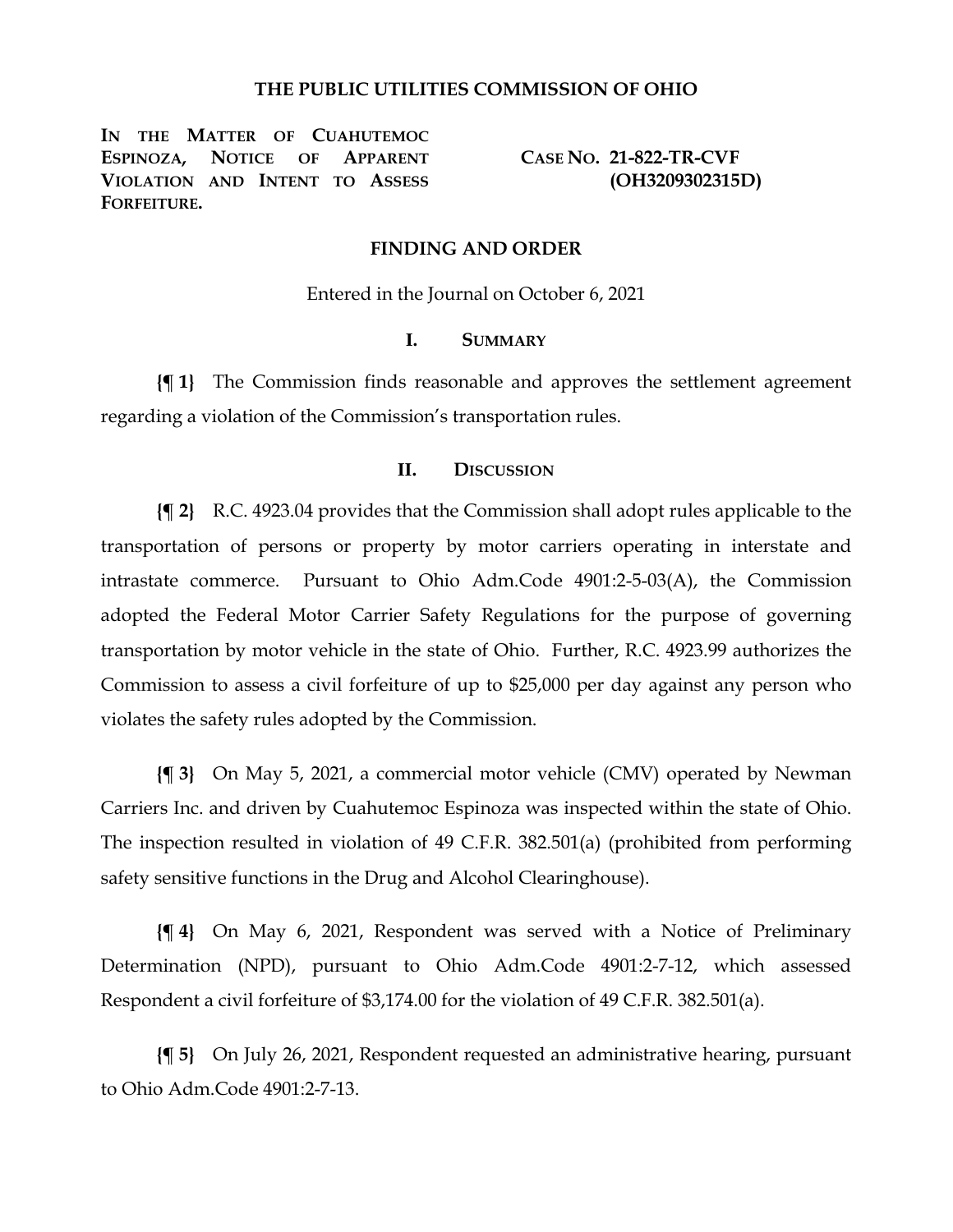# THE PUBLIC UTILITIES COMMISSION OF OHIO

**IN THE MATTER OF CUAHUTEMOC ESPINOZA, NOTICE OF APPARENT VIOLATION AND INTENT TO ASSESS FORFEITURE.**

**CASE NO. 21-822-TR-CVF (OH3209302315D)**

## FINDING AND ORDER

Entered in the Journal on October 6, 2021

### I. SUMMARY

**{¶ 1}** The Commission finds reasonable and approves the settlement agreement regarding a violation of the Commission's transportation rules.

### II. DISCUSSION

**{¶ 2}** R.C. 4923.04 provides that the Commission shall adopt rules applicable to the transportation of persons or property by motor carriers operating in interstate and intrastate commerce. Pursuant to Ohio Adm.Code 4901:2-5-03(A), the Commission adopted the Federal Motor Carrier Safety Regulations for the purpose of governing transportation by motor vehicle in the state of Ohio. Further, R.C. 4923.99 authorizes the Commission to assess a civil forfeiture of up to $25,000 per day against any person who violates the safety rules adopted by the Commission.

**{¶ 3}** On May 5, 2021, a commercial motor vehicle (CMV) operated by Newman Carriers Inc. and driven by Cuahutemoc Espinoza was inspected within the state of Ohio. The inspection resulted in violation of 49 C.F.R. 382.501(a) (prohibited from performing safety sensitive functions in the Drug and Alcohol Clearinghouse).

**{¶ 4}** On May 6, 2021, Respondent was served with a Notice of Preliminary Determination (NPD), pursuant to Ohio Adm.Code 4901:2-7-12, which assessed Respondent a civil forfeiture of $3,174.00 for the violation of 49 C.F.R. 382.501(a).

**{¶ 5}** On July 26, 2021, Respondent requested an administrative hearing, pursuant to Ohio Adm.Code 4901:2-7-13.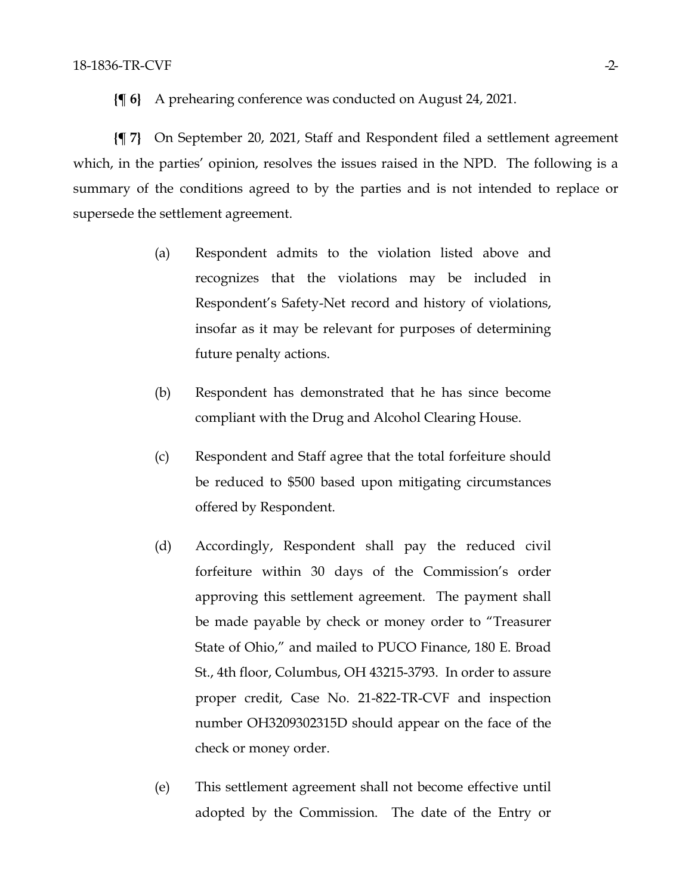**{¶ 6}** A prehearing conference was conducted on August 24, 2021.

**{¶ 7}** On September 20, 2021, Staff and Respondent filed a settlement agreement which, in the parties' opinion, resolves the issues raised in the NPD. The following is a summary of the conditions agreed to by the parties and is not intended to replace or supersede the settlement agreement.

> (a) Respondent admits to the violation listed above and recognizes that the violations may be included in Respondent's Safety-Net record and history of violations, insofar as it may be relevant for purposes of determining future penalty actions.
>
> (b) Respondent has demonstrated that he has since become compliant with the Drug and Alcohol Clearing House.
>
> (c) Respondent and Staff agree that the total forfeiture should be reduced to $500 based upon mitigating circumstances offered by Respondent.
>
> (d) Accordingly, Respondent shall pay the reduced civil forfeiture within 30 days of the Commission's order approving this settlement agreement. The payment shall be made payable by check or money order to "Treasurer State of Ohio," and mailed to PUCO Finance, 180 E. Broad St., 4th floor, Columbus, OH 43215-3793. In order to assure proper credit, Case No. 21-822-TR-CVF and inspection number OH3209302315D should appear on the face of the check or money order.
>
> (e) This settlement agreement shall not become effective until adopted by the Commission. The date of the Entry or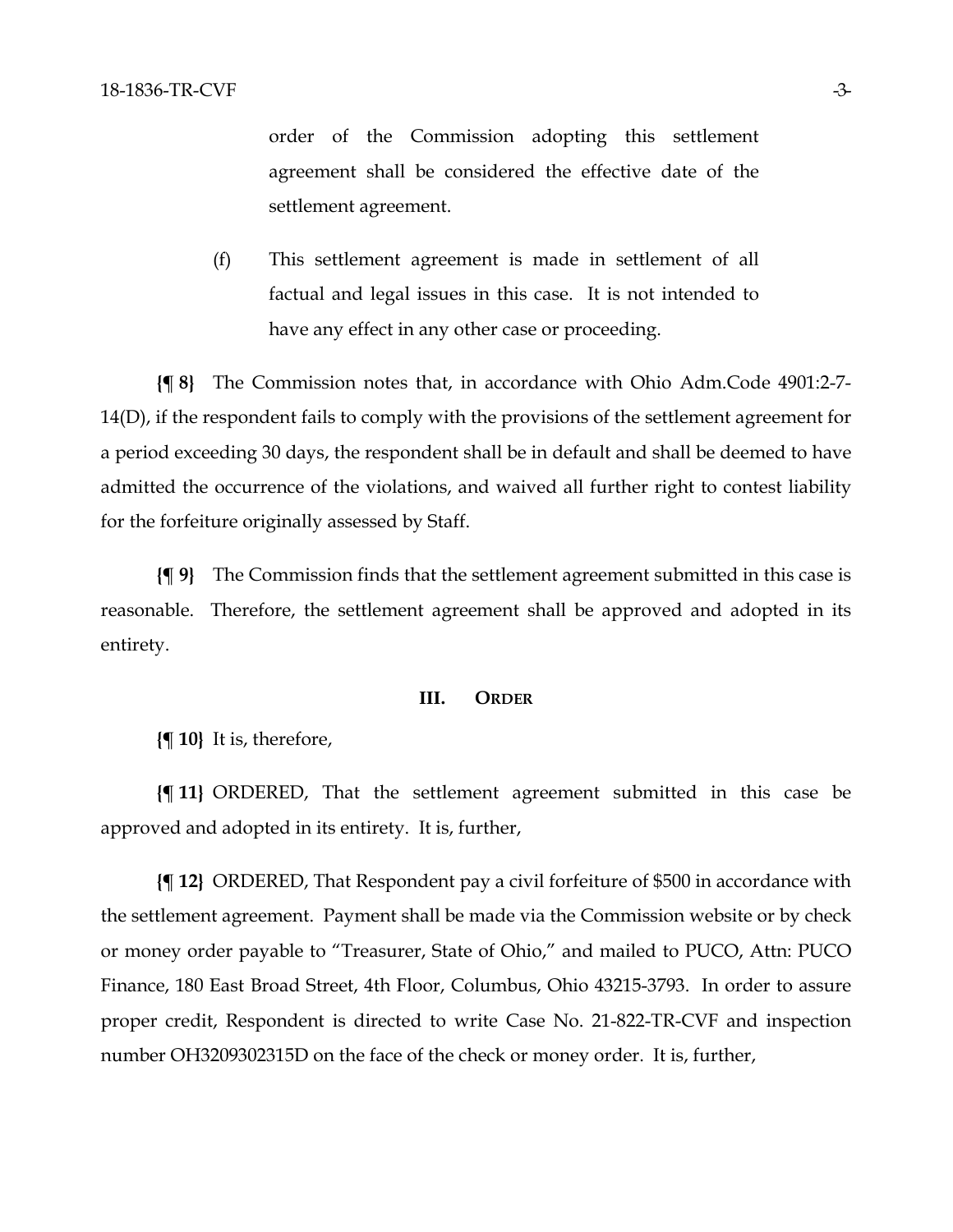order of the Commission adopting this settlement agreement shall be considered the effective date of the settlement agreement.

(f) This settlement agreement is made in settlement of all factual and legal issues in this case. It is not intended to have any effect in any other case or proceeding.

**{¶ 8}** The Commission notes that, in accordance with Ohio Adm.Code 4901:2-7-14(D), if the respondent fails to comply with the provisions of the settlement agreement for a period exceeding 30 days, the respondent shall be in default and shall be deemed to have admitted the occurrence of the violations, and waived all further right to contest liability for the forfeiture originally assessed by Staff.

**{¶ 9}** The Commission finds that the settlement agreement submitted in this case is reasonable. Therefore, the settlement agreement shall be approved and adopted in its entirety.

## III. ORDER

**{¶ 10}** It is, therefore,

**{¶ 11}** ORDERED, That the settlement agreement submitted in this case be approved and adopted in its entirety. It is, further,

**{¶ 12}** ORDERED, That Respondent pay a civil forfeiture of $500 in accordance with the settlement agreement. Payment shall be made via the Commission website or by check or money order payable to "Treasurer, State of Ohio," and mailed to PUCO, Attn: PUCO Finance, 180 East Broad Street, 4th Floor, Columbus, Ohio 43215-3793. In order to assure proper credit, Respondent is directed to write Case No. 21-822-TR-CVF and inspection number OH3209302315D on the face of the check or money order. It is, further,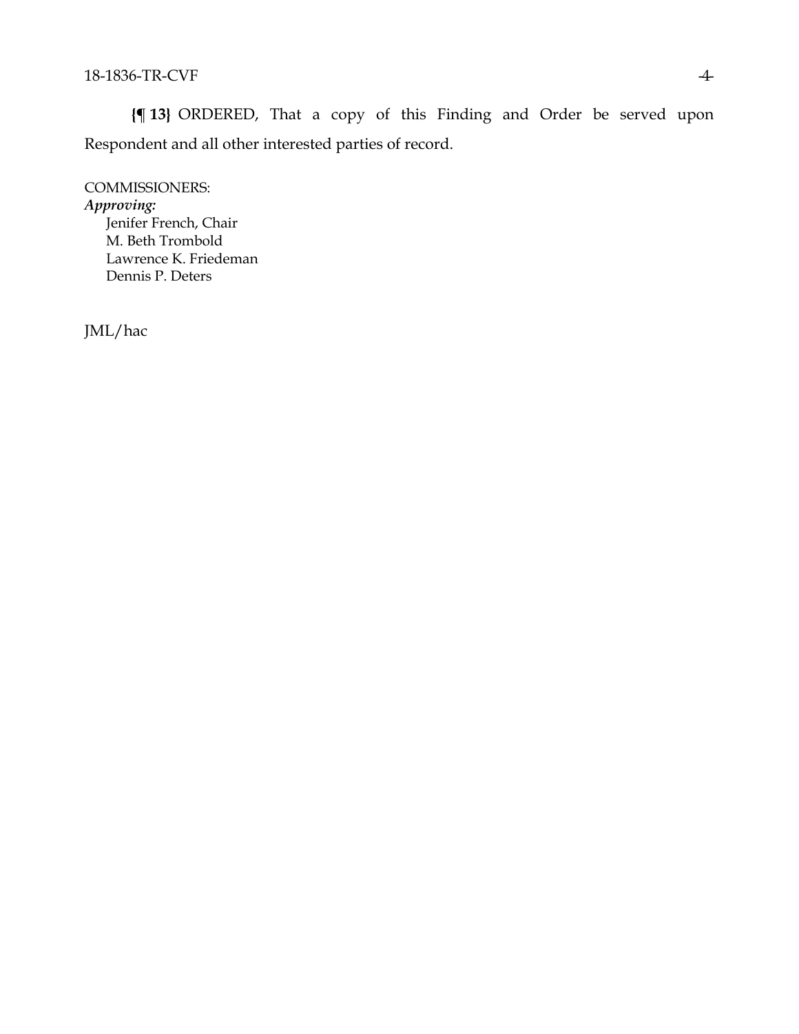**{¶ 13}** ORDERED, That a copy of this Finding and Order be served upon Respondent and all other interested parties of record.

COMMISSIONERS:

***Approving:***

Jenifer French, Chair
M. Beth Trombold
Lawrence K. Friedeman
Dennis P. Deters

JML/hac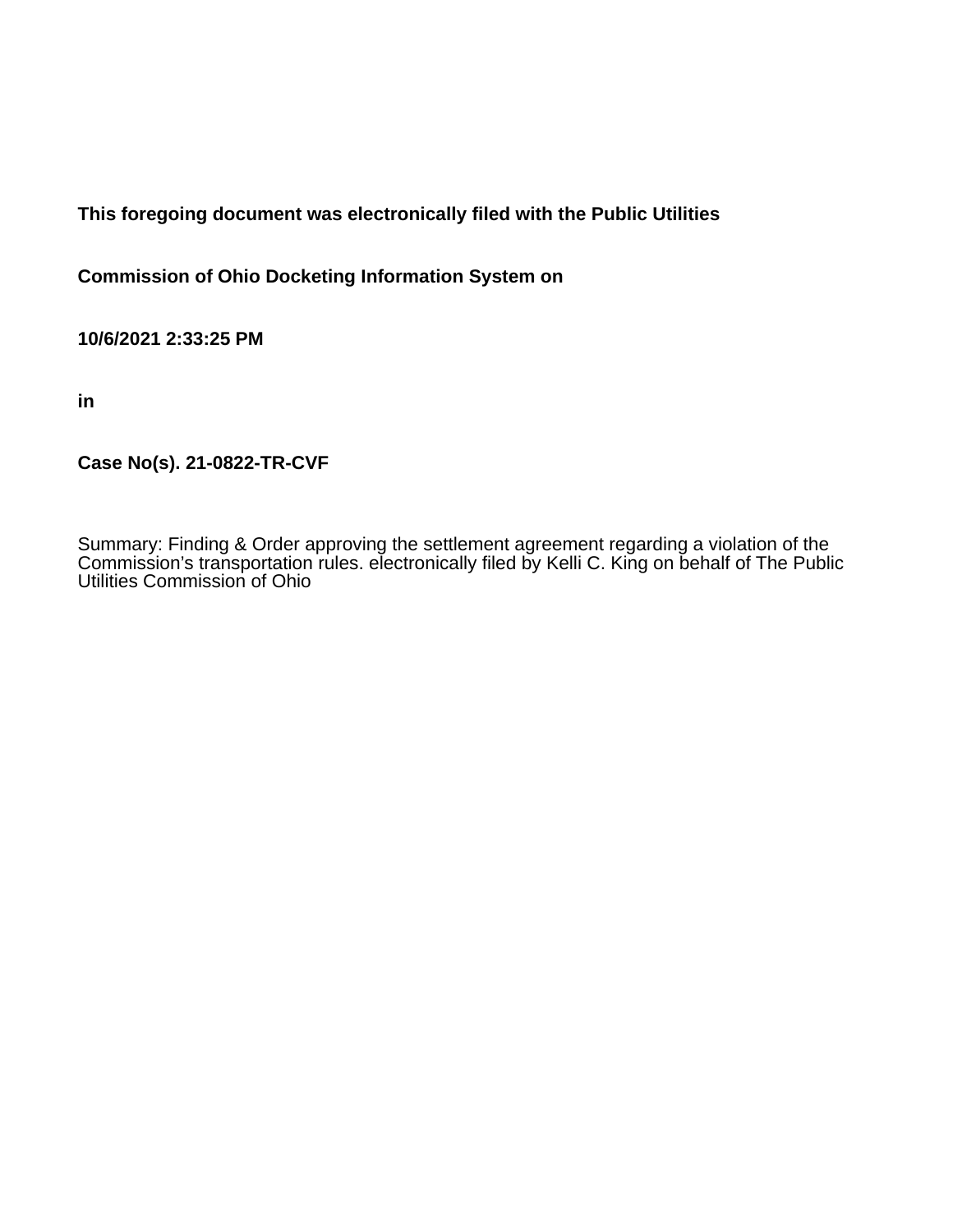**This foregoing document was electronically filed with the Public Utilities**

**Commission of Ohio Docketing Information System on**

**10/6/2021 2:33:25 PM**

**in**

**Case No(s). 21-0822-TR-CVF**

Summary: Finding & Order approving the settlement agreement regarding a violation of the Commission's transportation rules. electronically filed by Kelli C. King on behalf of The Public Utilities Commission of Ohio